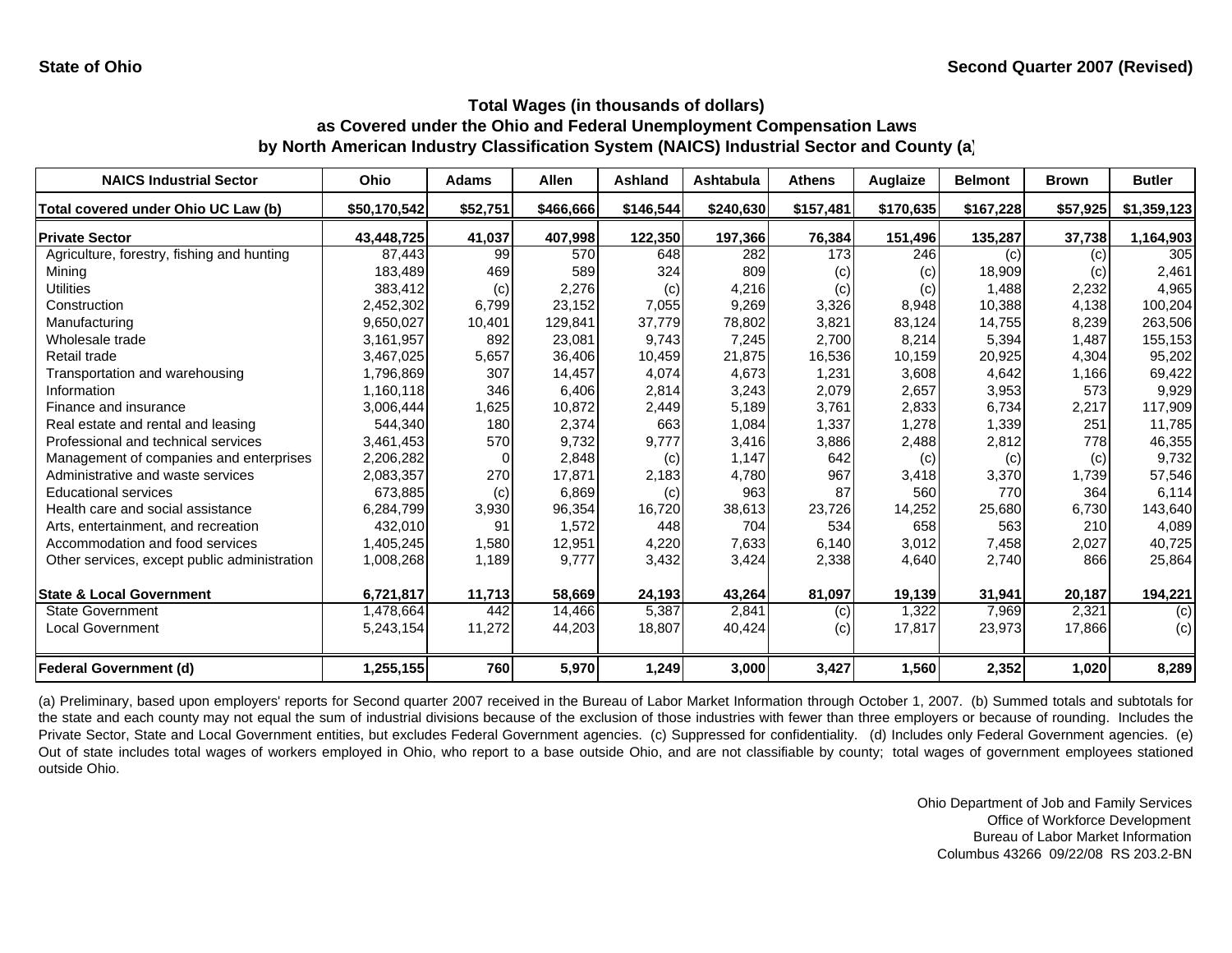**State of Ohio** **Second Quarter 2007 (Revised)**

## Total Wages (in thousands of dollars)
## as Covered under the Ohio and Federal Unemployment Compensation Laws
## by North American Industry Classification System (NAICS) Industrial Sector and County (a)

| NAICS Industrial Sector | Ohio | Adams | Allen | Ashland | Ashtabula | Athens | Auglaize | Belmont | Brown | Butler |
|---|---|---|---|---|---|---|---|---|---|---|
| **Total covered under Ohio UC Law (b)** | **$50,170,542** | **$52,751** | **$466,666** | **$146,544** | **$240,630** | **$157,481** | **$170,635** | **$167,228** | **$57,925** | **$1,359,123** |
| **Private Sector** | **43,448,725** | **41,037** | **407,998** | **122,350** | **197,366** | **76,384** | **151,496** | **135,287** | **37,738** | **1,164,903** |
| Agriculture, forestry, fishing and hunting | 87,443 | 99 | 570 | 648 | 282 | 173 | 246 | (c) | (c) | 305 |
| Mining | 183,489 | 469 | 589 | 324 | 809 | (c) | (c) | 18,909 | (c) | 2,461 |
| Utilities | 383,412 | (c) | 2,276 | (c) | 4,216 | (c) | (c) | 1,488 | 2,232 | 4,965 |
| Construction | 2,452,302 | 6,799 | 23,152 | 7,055 | 9,269 | 3,326 | 8,948 | 10,388 | 4,138 | 100,204 |
| Manufacturing | 9,650,027 | 10,401 | 129,841 | 37,779 | 78,802 | 3,821 | 83,124 | 14,755 | 8,239 | 263,506 |
| Wholesale trade | 3,161,957 | 892 | 23,081 | 9,743 | 7,245 | 2,700 | 8,214 | 5,394 | 1,487 | 155,153 |
| Retail trade | 3,467,025 | 5,657 | 36,406 | 10,459 | 21,875 | 16,536 | 10,159 | 20,925 | 4,304 | 95,202 |
| Transportation and warehousing | 1,796,869 | 307 | 14,457 | 4,074 | 4,673 | 1,231 | 3,608 | 4,642 | 1,166 | 69,422 |
| Information | 1,160,118 | 346 | 6,406 | 2,814 | 3,243 | 2,079 | 2,657 | 3,953 | 573 | 9,929 |
| Finance and insurance | 3,006,444 | 1,625 | 10,872 | 2,449 | 5,189 | 3,761 | 2,833 | 6,734 | 2,217 | 117,909 |
| Real estate and rental and leasing | 544,340 | 180 | 2,374 | 663 | 1,084 | 1,337 | 1,278 | 1,339 | 251 | 11,785 |
| Professional and technical services | 3,461,453 | 570 | 9,732 | 9,777 | 3,416 | 3,886 | 2,488 | 2,812 | 778 | 46,355 |
| Management of companies and enterprises | 2,206,282 | 0 | 2,848 | (c) | 1,147 | 642 | (c) | (c) | (c) | 9,732 |
| Administrative and waste services | 2,083,357 | 270 | 17,871 | 2,183 | 4,780 | 967 | 3,418 | 3,370 | 1,739 | 57,546 |
| Educational services | 673,885 | (c) | 6,869 | (c) | 963 | 87 | 560 | 770 | 364 | 6,114 |
| Health care and social assistance | 6,284,799 | 3,930 | 96,354 | 16,720 | 38,613 | 23,726 | 14,252 | 25,680 | 6,730 | 143,640 |
| Arts, entertainment, and recreation | 432,010 | 91 | 1,572 | 448 | 704 | 534 | 658 | 563 | 210 | 4,089 |
| Accommodation and food services | 1,405,245 | 1,580 | 12,951 | 4,220 | 7,633 | 6,140 | 3,012 | 7,458 | 2,027 | 40,725 |
| Other services, except public administration | 1,008,268 | 1,189 | 9,777 | 3,432 | 3,424 | 2,338 | 4,640 | 2,740 | 866 | 25,864 |
| **State & Local Government** | **6,721,817** | **11,713** | **58,669** | **24,193** | **43,264** | **81,097** | **19,139** | **31,941** | **20,187** | **194,221** |
| State Government | 1,478,664 | 442 | 14,466 | 5,387 | 2,841 | (c) | 1,322 | 7,969 | 2,321 | (c) |
| Local Government | 5,243,154 | 11,272 | 44,203 | 18,807 | 40,424 | (c) | 17,817 | 23,973 | 17,866 | (c) |
| **Federal Government (d)** | **1,255,155** | **760** | **5,970** | **1,249** | **3,000** | **3,427** | **1,560** | **2,352** | **1,020** | **8,289** |

(a) Preliminary, based upon employers' reports for Second quarter 2007 received in the Bureau of Labor Market Information through October 1, 2007. (b) Summed totals and subtotals for the state and each county may not equal the sum of industrial divisions because of the exclusion of those industries with fewer than three employers or because of rounding. Includes the Private Sector, State and Local Government entities, but excludes Federal Government agencies. (c) Suppressed for confidentiality. (d) Includes only Federal Government agencies. (e) Out of state includes total wages of workers employed in Ohio, who report to a base outside Ohio, and are not classifiable by county; total wages of government employees stationed outside Ohio.

Ohio Department of Job and Family Services
Office of Workforce Development
Bureau of Labor Market Information
Columbus 43266 09/22/08 RS 203.2-BN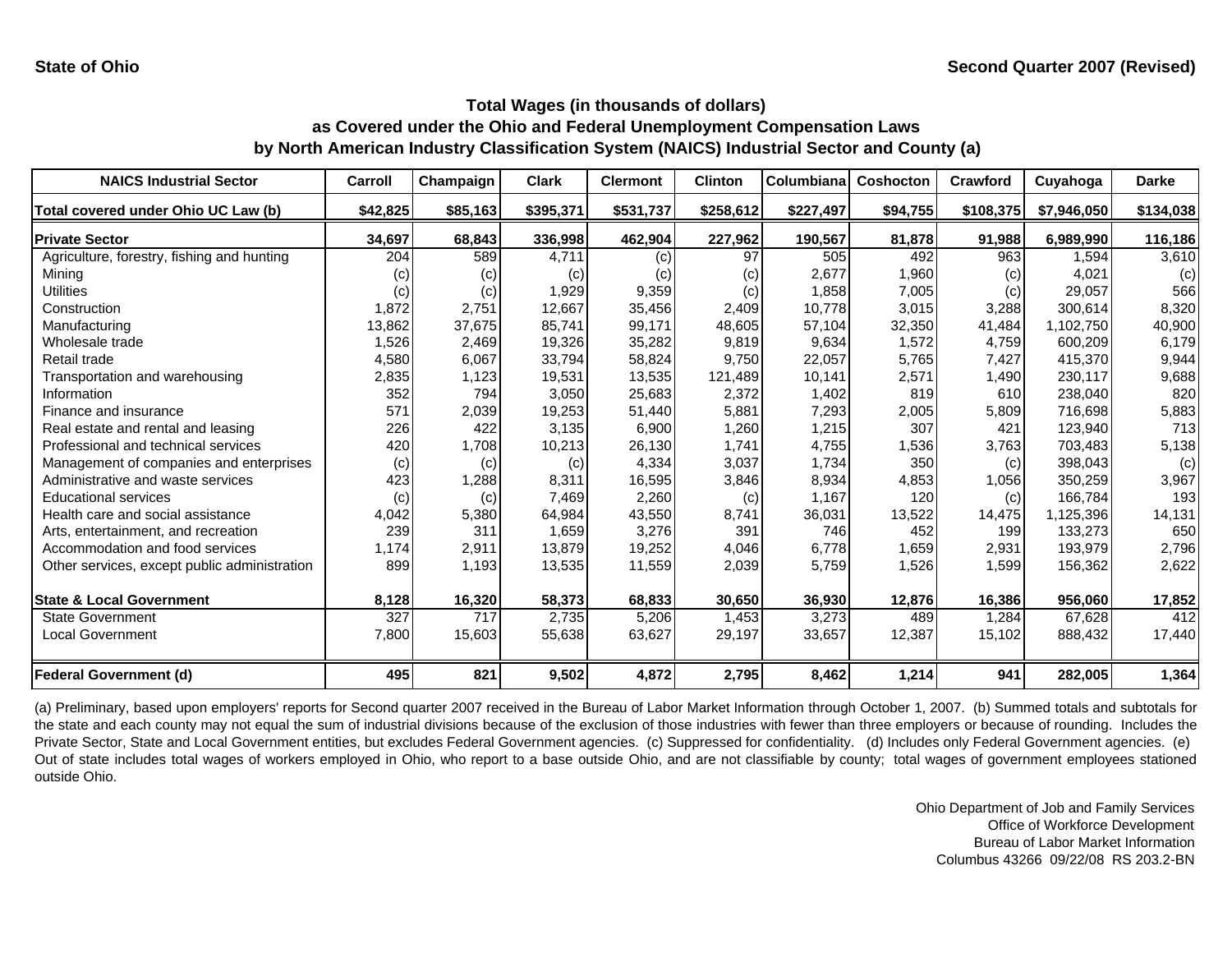**State of Ohio** | **Second Quarter 2007 (Revised)**

## Total Wages (in thousands of dollars)
## as Covered under the Ohio and Federal Unemployment Compensation Laws
## by North American Industry Classification System (NAICS) Industrial Sector and County (a)

| NAICS Industrial Sector | Carroll | Champaign | Clark | Clermont | Clinton | Columbiana | Coshocton | Crawford | Cuyahoga | Darke |
|---|---|---|---|---|---|---|---|---|---|---|
| **Total covered under Ohio UC Law (b)** | **$42,825** | **$85,163** | **$395,371** | **$531,737** | **$258,612** | **$227,497** | **$94,755** | **$108,375** | **$7,946,050** | **$134,038** |
| **Private Sector** | **34,697** | **68,843** | **336,998** | **462,904** | **227,962** | **190,567** | **81,878** | **91,988** | **6,989,990** | **116,186** |
| Agriculture, forestry, fishing and hunting | 204 | 589 | 4,711 | (c) | 97 | 505 | 492 | 963 | 1,594 | 3,610 |
| Mining | (c) | (c) | (c) | (c) | (c) | 2,677 | 1,960 | (c) | 4,021 | (c) |
| Utilities | (c) | (c) | 1,929 | 9,359 | (c) | 1,858 | 7,005 | (c) | 29,057 | 566 |
| Construction | 1,872 | 2,751 | 12,667 | 35,456 | 2,409 | 10,778 | 3,015 | 3,288 | 300,614 | 8,320 |
| Manufacturing | 13,862 | 37,675 | 85,741 | 99,171 | 48,605 | 57,104 | 32,350 | 41,484 | 1,102,750 | 40,900 |
| Wholesale trade | 1,526 | 2,469 | 19,326 | 35,282 | 9,819 | 9,634 | 1,572 | 4,759 | 600,209 | 6,179 |
| Retail trade | 4,580 | 6,067 | 33,794 | 58,824 | 9,750 | 22,057 | 5,765 | 7,427 | 415,370 | 9,944 |
| Transportation and warehousing | 2,835 | 1,123 | 19,531 | 13,535 | 121,489 | 10,141 | 2,571 | 1,490 | 230,117 | 9,688 |
| Information | 352 | 794 | 3,050 | 25,683 | 2,372 | 1,402 | 819 | 610 | 238,040 | 820 |
| Finance and insurance | 571 | 2,039 | 19,253 | 51,440 | 5,881 | 7,293 | 2,005 | 5,809 | 716,698 | 5,883 |
| Real estate and rental and leasing | 226 | 422 | 3,135 | 6,900 | 1,260 | 1,215 | 307 | 421 | 123,940 | 713 |
| Professional and technical services | 420 | 1,708 | 10,213 | 26,130 | 1,741 | 4,755 | 1,536 | 3,763 | 703,483 | 5,138 |
| Management of companies and enterprises | (c) | (c) | (c) | 4,334 | 3,037 | 1,734 | 350 | (c) | 398,043 | (c) |
| Administrative and waste services | 423 | 1,288 | 8,311 | 16,595 | 3,846 | 8,934 | 4,853 | 1,056 | 350,259 | 3,967 |
| Educational services | (c) | (c) | 7,469 | 2,260 | (c) | 1,167 | 120 | (c) | 166,784 | 193 |
| Health care and social assistance | 4,042 | 5,380 | 64,984 | 43,550 | 8,741 | 36,031 | 13,522 | 14,475 | 1,125,396 | 14,131 |
| Arts, entertainment, and recreation | 239 | 311 | 1,659 | 3,276 | 391 | 746 | 452 | 199 | 133,273 | 650 |
| Accommodation and food services | 1,174 | 2,911 | 13,879 | 19,252 | 4,046 | 6,778 | 1,659 | 2,931 | 193,979 | 2,796 |
| Other services, except public administration | 899 | 1,193 | 13,535 | 11,559 | 2,039 | 5,759 | 1,526 | 1,599 | 156,362 | 2,622 |
| **State & Local Government** | **8,128** | **16,320** | **58,373** | **68,833** | **30,650** | **36,930** | **12,876** | **16,386** | **956,060** | **17,852** |
| State Government | 327 | 717 | 2,735 | 5,206 | 1,453 | 3,273 | 489 | 1,284 | 67,628 | 412 |
| Local Government | 7,800 | 15,603 | 55,638 | 63,627 | 29,197 | 33,657 | 12,387 | 15,102 | 888,432 | 17,440 |
| **Federal Government (d)** | **495** | **821** | **9,502** | **4,872** | **2,795** | **8,462** | **1,214** | **941** | **282,005** | **1,364** |

(a) Preliminary, based upon employers' reports for Second quarter 2007 received in the Bureau of Labor Market Information through October 1, 2007. (b) Summed totals and subtotals for the state and each county may not equal the sum of industrial divisions because of the exclusion of those industries with fewer than three employers or because of rounding. Includes the Private Sector, State and Local Government entities, but excludes Federal Government agencies. (c) Suppressed for confidentiality. (d) Includes only Federal Government agencies. (e) Out of state includes total wages of workers employed in Ohio, who report to a base outside Ohio, and are not classifiable by county; total wages of government employees stationed outside Ohio.

Ohio Department of Job and Family Services
Office of Workforce Development
Bureau of Labor Market Information
Columbus 43266 09/22/08 RS 203.2-BN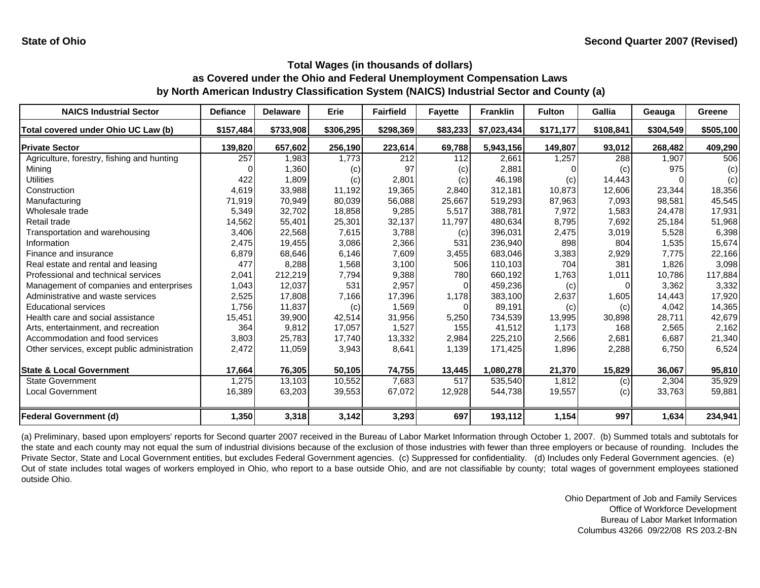State of Ohio | Second Quarter 2007 (Revised)

## Total Wages (in thousands of dollars)
## as Covered under the Ohio and Federal Unemployment Compensation Laws
## by North American Industry Classification System (NAICS) Industrial Sector and County (a)

| NAICS Industrial Sector | Defiance | Delaware | Erie | Fairfield | Fayette | Franklin | Fulton | Gallia | Geauga | Greene |
|---|---|---|---|---|---|---|---|---|---|---|
| **Total covered under Ohio UC Law (b)** | **$157,484** | **$733,908** | **$306,295** | **$298,369** | **$83,233** | **$7,023,434** | **$171,177** | **$108,841** | **$304,549** | **$505,100** |
| **Private Sector** | **139,820** | **657,602** | **256,190** | **223,614** | **69,788** | **5,943,156** | **149,807** | **93,012** | **268,482** | **409,290** |
| Agriculture, forestry, fishing and hunting | 257 | 1,983 | 1,773 | 212 | 112 | 2,661 | 1,257 | 288 | 1,907 | 506 |
| Mining | 0 | 1,360 | (c) | 97 | (c) | 2,881 | 0 | (c) | 975 | (c) |
| Utilities | 422 | 1,809 | (c) | 2,801 | (c) | 46,198 | (c) | 14,443 | 0 | (c) |
| Construction | 4,619 | 33,988 | 11,192 | 19,365 | 2,840 | 312,181 | 10,873 | 12,606 | 23,344 | 18,356 |
| Manufacturing | 71,919 | 70,949 | 80,039 | 56,088 | 25,667 | 519,293 | 87,963 | 7,093 | 98,581 | 45,545 |
| Wholesale trade | 5,349 | 32,702 | 18,858 | 9,285 | 5,517 | 388,781 | 7,972 | 1,583 | 24,478 | 17,931 |
| Retail trade | 14,562 | 55,401 | 25,301 | 32,137 | 11,797 | 480,634 | 8,795 | 7,692 | 25,184 | 51,968 |
| Transportation and warehousing | 3,406 | 22,568 | 7,615 | 3,788 | (c) | 396,031 | 2,475 | 3,019 | 5,528 | 6,398 |
| Information | 2,475 | 19,455 | 3,086 | 2,366 | 531 | 236,940 | 898 | 804 | 1,535 | 15,674 |
| Finance and insurance | 6,879 | 68,646 | 6,146 | 7,609 | 3,455 | 683,046 | 3,383 | 2,929 | 7,775 | 22,166 |
| Real estate and rental and leasing | 477 | 8,288 | 1,568 | 3,100 | 506 | 110,103 | 704 | 381 | 1,826 | 3,098 |
| Professional and technical services | 2,041 | 212,219 | 7,794 | 9,388 | 780 | 660,192 | 1,763 | 1,011 | 10,786 | 117,884 |
| Management of companies and enterprises | 1,043 | 12,037 | 531 | 2,957 | 0 | 459,236 | (c) | 0 | 3,362 | 3,332 |
| Administrative and waste services | 2,525 | 17,808 | 7,166 | 17,396 | 1,178 | 383,100 | 2,637 | 1,605 | 14,443 | 17,920 |
| Educational services | 1,756 | 11,837 | (c) | 1,569 | 0 | 89,191 | (c) | (c) | 4,042 | 14,365 |
| Health care and social assistance | 15,451 | 39,900 | 42,514 | 31,956 | 5,250 | 734,539 | 13,995 | 30,898 | 28,711 | 42,679 |
| Arts, entertainment, and recreation | 364 | 9,812 | 17,057 | 1,527 | 155 | 41,512 | 1,173 | 168 | 2,565 | 2,162 |
| Accommodation and food services | 3,803 | 25,783 | 17,740 | 13,332 | 2,984 | 225,210 | 2,566 | 2,681 | 6,687 | 21,340 |
| Other services, except public administration | 2,472 | 11,059 | 3,943 | 8,641 | 1,139 | 171,425 | 1,896 | 2,288 | 6,750 | 6,524 |
| **State & Local Government** | **17,664** | **76,305** | **50,105** | **74,755** | **13,445** | **1,080,278** | **21,370** | **15,829** | **36,067** | **95,810** |
| State Government | 1,275 | 13,103 | 10,552 | 7,683 | 517 | 535,540 | 1,812 | (c) | 2,304 | 35,929 |
| Local Government | 16,389 | 63,203 | 39,553 | 67,072 | 12,928 | 544,738 | 19,557 | (c) | 33,763 | 59,881 |
| **Federal Government (d)** | **1,350** | **3,318** | **3,142** | **3,293** | **697** | **193,112** | **1,154** | **997** | **1,634** | **234,941** |

(a) Preliminary, based upon employers' reports for Second quarter 2007 received in the Bureau of Labor Market Information through October 1, 2007. (b) Summed totals and subtotals for the state and each county may not equal the sum of industrial divisions because of the exclusion of those industries with fewer than three employers or because of rounding. Includes the Private Sector, State and Local Government entities, but excludes Federal Government agencies. (c) Suppressed for confidentiality. (d) Includes only Federal Government agencies. (e) Out of state includes total wages of workers employed in Ohio, who report to a base outside Ohio, and are not classifiable by county; total wages of government employees stationed outside Ohio.

Ohio Department of Job and Family Services
Office of Workforce Development
Bureau of Labor Market Information
Columbus 43266 09/22/08 RS 203.2-BN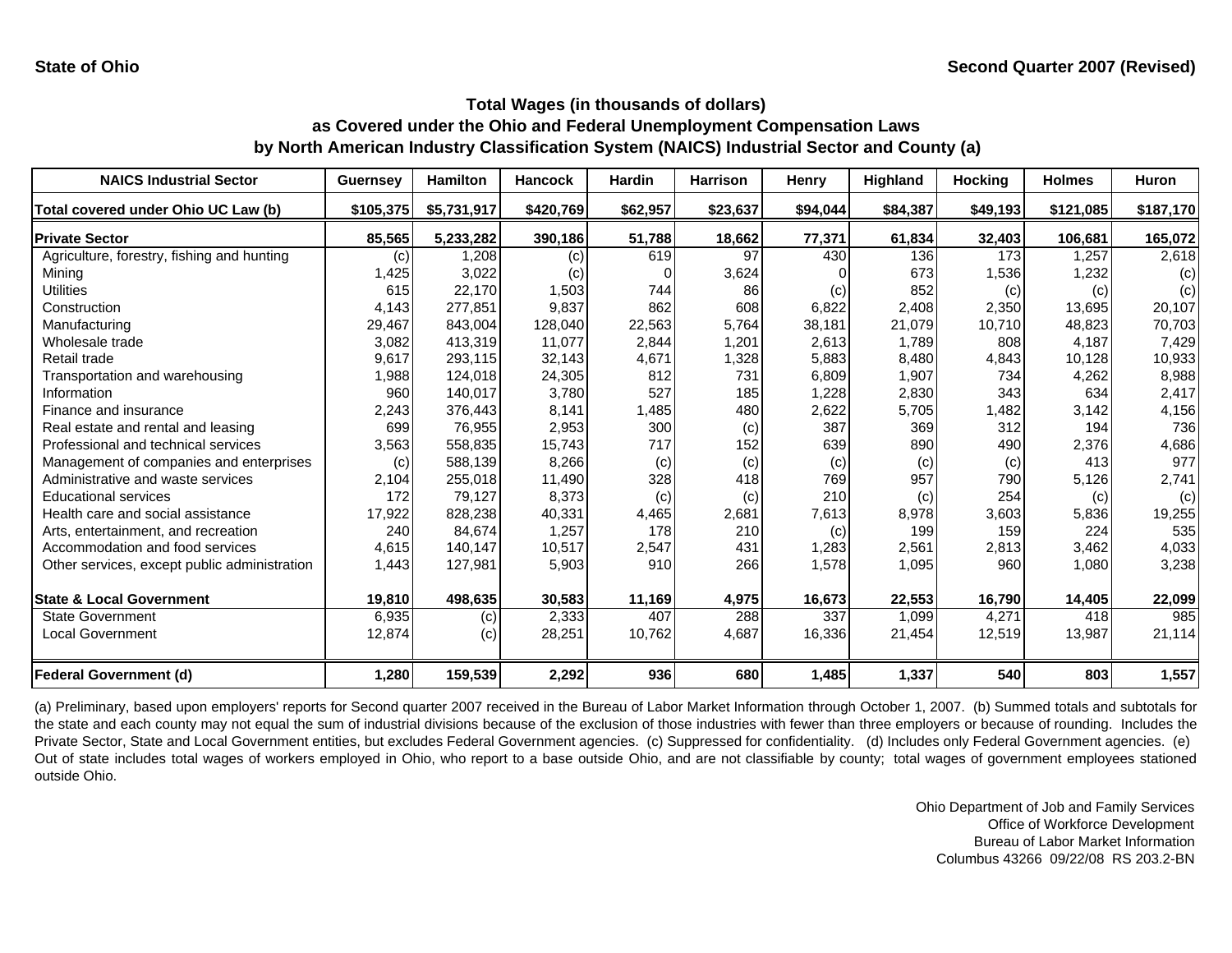**State of Ohio** — **Second Quarter 2007 (Revised)**

## Total Wages (in thousands of dollars)
## as Covered under the Ohio and Federal Unemployment Compensation Laws
## by North American Industry Classification System (NAICS) Industrial Sector and County (a)

| NAICS Industrial Sector | Guernsey | Hamilton | Hancock | Hardin | Harrison | Henry | Highland | Hocking | Holmes | Huron |
|---|---|---|---|---|---|---|---|---|---|---|
| **Total covered under Ohio UC Law (b)** | **$105,375** | **$5,731,917** | **$420,769** | **$62,957** | **$23,637** | **$94,044** | **$84,387** | **$49,193** | **$121,085** | **$187,170** |
| **Private Sector** | **85,565** | **5,233,282** | **390,186** | **51,788** | **18,662** | **77,371** | **61,834** | **32,403** | **106,681** | **165,072** |
| Agriculture, forestry, fishing and hunting | (c) | 1,208 | (c) | 619 | 97 | 430 | 136 | 173 | 1,257 | 2,618 |
| Mining | 1,425 | 3,022 | (c) | 0 | 3,624 | 0 | 673 | 1,536 | 1,232 | (c) |
| Utilities | 615 | 22,170 | 1,503 | 744 | 86 | (c) | 852 | (c) | (c) | (c) |
| Construction | 4,143 | 277,851 | 9,837 | 862 | 608 | 6,822 | 2,408 | 2,350 | 13,695 | 20,107 |
| Manufacturing | 29,467 | 843,004 | 128,040 | 22,563 | 5,764 | 38,181 | 21,079 | 10,710 | 48,823 | 70,703 |
| Wholesale trade | 3,082 | 413,319 | 11,077 | 2,844 | 1,201 | 2,613 | 1,789 | 808 | 4,187 | 7,429 |
| Retail trade | 9,617 | 293,115 | 32,143 | 4,671 | 1,328 | 5,883 | 8,480 | 4,843 | 10,128 | 10,933 |
| Transportation and warehousing | 1,988 | 124,018 | 24,305 | 812 | 731 | 6,809 | 1,907 | 734 | 4,262 | 8,988 |
| Information | 960 | 140,017 | 3,780 | 527 | 185 | 1,228 | 2,830 | 343 | 634 | 2,417 |
| Finance and insurance | 2,243 | 376,443 | 8,141 | 1,485 | 480 | 2,622 | 5,705 | 1,482 | 3,142 | 4,156 |
| Real estate and rental and leasing | 699 | 76,955 | 2,953 | 300 | (c) | 387 | 369 | 312 | 194 | 736 |
| Professional and technical services | 3,563 | 558,835 | 15,743 | 717 | 152 | 639 | 890 | 490 | 2,376 | 4,686 |
| Management of companies and enterprises | (c) | 588,139 | 8,266 | (c) | (c) | (c) | (c) | (c) | 413 | 977 |
| Administrative and waste services | 2,104 | 255,018 | 11,490 | 328 | 418 | 769 | 957 | 790 | 5,126 | 2,741 |
| Educational services | 172 | 79,127 | 8,373 | (c) | (c) | 210 | (c) | 254 | (c) | (c) |
| Health care and social assistance | 17,922 | 828,238 | 40,331 | 4,465 | 2,681 | 7,613 | 8,978 | 3,603 | 5,836 | 19,255 |
| Arts, entertainment, and recreation | 240 | 84,674 | 1,257 | 178 | 210 | (c) | 199 | 159 | 224 | 535 |
| Accommodation and food services | 4,615 | 140,147 | 10,517 | 2,547 | 431 | 1,283 | 2,561 | 2,813 | 3,462 | 4,033 |
| Other services, except public administration | 1,443 | 127,981 | 5,903 | 910 | 266 | 1,578 | 1,095 | 960 | 1,080 | 3,238 |
| **State & Local Government** | **19,810** | **498,635** | **30,583** | **11,169** | **4,975** | **16,673** | **22,553** | **16,790** | **14,405** | **22,099** |
| State Government | 6,935 | (c) | 2,333 | 407 | 288 | 337 | 1,099 | 4,271 | 418 | 985 |
| Local Government | 12,874 | (c) | 28,251 | 10,762 | 4,687 | 16,336 | 21,454 | 12,519 | 13,987 | 21,114 |
| **Federal Government (d)** | **1,280** | **159,539** | **2,292** | **936** | **680** | **1,485** | **1,337** | **540** | **803** | **1,557** |

(a) Preliminary, based upon employers' reports for Second quarter 2007 received in the Bureau of Labor Market Information through October 1, 2007. (b) Summed totals and subtotals for the state and each county may not equal the sum of industrial divisions because of the exclusion of those industries with fewer than three employers or because of rounding. Includes the Private Sector, State and Local Government entities, but excludes Federal Government agencies. (c) Suppressed for confidentiality. (d) Includes only Federal Government agencies. (e) Out of state includes total wages of workers employed in Ohio, who report to a base outside Ohio, and are not classifiable by county; total wages of government employees stationed outside Ohio.

Ohio Department of Job and Family Services
Office of Workforce Development
Bureau of Labor Market Information
Columbus 43266 09/22/08 RS 203.2-BN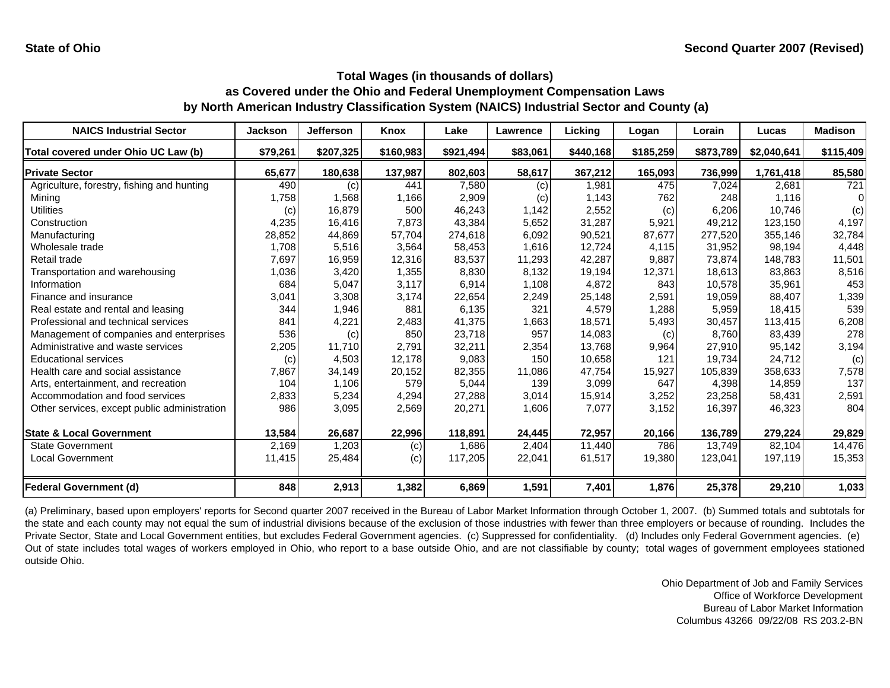State of Ohio

Second Quarter 2007 (Revised)

## Total Wages (in thousands of dollars) as Covered under the Ohio and Federal Unemployment Compensation Laws by North American Industry Classification System (NAICS) Industrial Sector and County (a)

| NAICS Industrial Sector | Jackson | Jefferson | Knox | Lake | Lawrence | Licking | Logan | Lorain | Lucas | Madison |
|---|---|---|---|---|---|---|---|---|---|---|
| **Total covered under Ohio UC Law (b)** | **$79,261** | **$207,325** | **$160,983** | **$921,494** | **$83,061** | **$440,168** | **$185,259** | **$873,789** | **$2,040,641** | **$115,409** |
| **Private Sector** | **65,677** | **180,638** | **137,987** | **802,603** | **58,617** | **367,212** | **165,093** | **736,999** | **1,761,418** | **85,580** |
| Agriculture, forestry, fishing and hunting | 490 | (c) | 441 | 7,580 | (c) | 1,981 | 475 | 7,024 | 2,681 | 721 |
| Mining | 1,758 | 1,568 | 1,166 | 2,909 | (c) | 1,143 | 762 | 248 | 1,116 | 0 |
| Utilities | (c) | 16,879 | 500 | 46,243 | 1,142 | 2,552 | (c) | 6,206 | 10,746 | (c) |
| Construction | 4,235 | 16,416 | 7,873 | 43,384 | 5,652 | 31,287 | 5,921 | 49,212 | 123,150 | 4,197 |
| Manufacturing | 28,852 | 44,869 | 57,704 | 274,618 | 6,092 | 90,521 | 87,677 | 277,520 | 355,146 | 32,784 |
| Wholesale trade | 1,708 | 5,516 | 3,564 | 58,453 | 1,616 | 12,724 | 4,115 | 31,952 | 98,194 | 4,448 |
| Retail trade | 7,697 | 16,959 | 12,316 | 83,537 | 11,293 | 42,287 | 9,887 | 73,874 | 148,783 | 11,501 |
| Transportation and warehousing | 1,036 | 3,420 | 1,355 | 8,830 | 8,132 | 19,194 | 12,371 | 18,613 | 83,863 | 8,516 |
| Information | 684 | 5,047 | 3,117 | 6,914 | 1,108 | 4,872 | 843 | 10,578 | 35,961 | 453 |
| Finance and insurance | 3,041 | 3,308 | 3,174 | 22,654 | 2,249 | 25,148 | 2,591 | 19,059 | 88,407 | 1,339 |
| Real estate and rental and leasing | 344 | 1,946 | 881 | 6,135 | 321 | 4,579 | 1,288 | 5,959 | 18,415 | 539 |
| Professional and technical services | 841 | 4,221 | 2,483 | 41,375 | 1,663 | 18,571 | 5,493 | 30,457 | 113,415 | 6,208 |
| Management of companies and enterprises | 536 | (c) | 850 | 23,718 | 957 | 14,083 | (c) | 8,760 | 83,439 | 278 |
| Administrative and waste services | 2,205 | 11,710 | 2,791 | 32,211 | 2,354 | 13,768 | 9,964 | 27,910 | 95,142 | 3,194 |
| Educational services | (c) | 4,503 | 12,178 | 9,083 | 150 | 10,658 | 121 | 19,734 | 24,712 | (c) |
| Health care and social assistance | 7,867 | 34,149 | 20,152 | 82,355 | 11,086 | 47,754 | 15,927 | 105,839 | 358,633 | 7,578 |
| Arts, entertainment, and recreation | 104 | 1,106 | 579 | 5,044 | 139 | 3,099 | 647 | 4,398 | 14,859 | 137 |
| Accommodation and food services | 2,833 | 5,234 | 4,294 | 27,288 | 3,014 | 15,914 | 3,252 | 23,258 | 58,431 | 2,591 |
| Other services, except public administration | 986 | 3,095 | 2,569 | 20,271 | 1,606 | 7,077 | 3,152 | 16,397 | 46,323 | 804 |
| **State & Local Government** | **13,584** | **26,687** | **22,996** | **118,891** | **24,445** | **72,957** | **20,166** | **136,789** | **279,224** | **29,829** |
| State Government | 2,169 | 1,203 | (c) | 1,686 | 2,404 | 11,440 | 786 | 13,749 | 82,104 | 14,476 |
| Local Government | 11,415 | 25,484 | (c) | 117,205 | 22,041 | 61,517 | 19,380 | 123,041 | 197,119 | 15,353 |
| **Federal Government (d)** | **848** | **2,913** | **1,382** | **6,869** | **1,591** | **7,401** | **1,876** | **25,378** | **29,210** | **1,033** |

(a) Preliminary, based upon employers' reports for Second quarter 2007 received in the Bureau of Labor Market Information through October 1, 2007. (b) Summed totals and subtotals for the state and each county may not equal the sum of industrial divisions because of the exclusion of those industries with fewer than three employers or because of rounding. Includes the Private Sector, State and Local Government entities, but excludes Federal Government agencies. (c) Suppressed for confidentiality. (d) Includes only Federal Government agencies. (e) Out of state includes total wages of workers employed in Ohio, who report to a base outside Ohio, and are not classifiable by county; total wages of government employees stationed outside Ohio.

Ohio Department of Job and Family Services
Office of Workforce Development
Bureau of Labor Market Information
Columbus 43266 09/22/08 RS 203.2-BN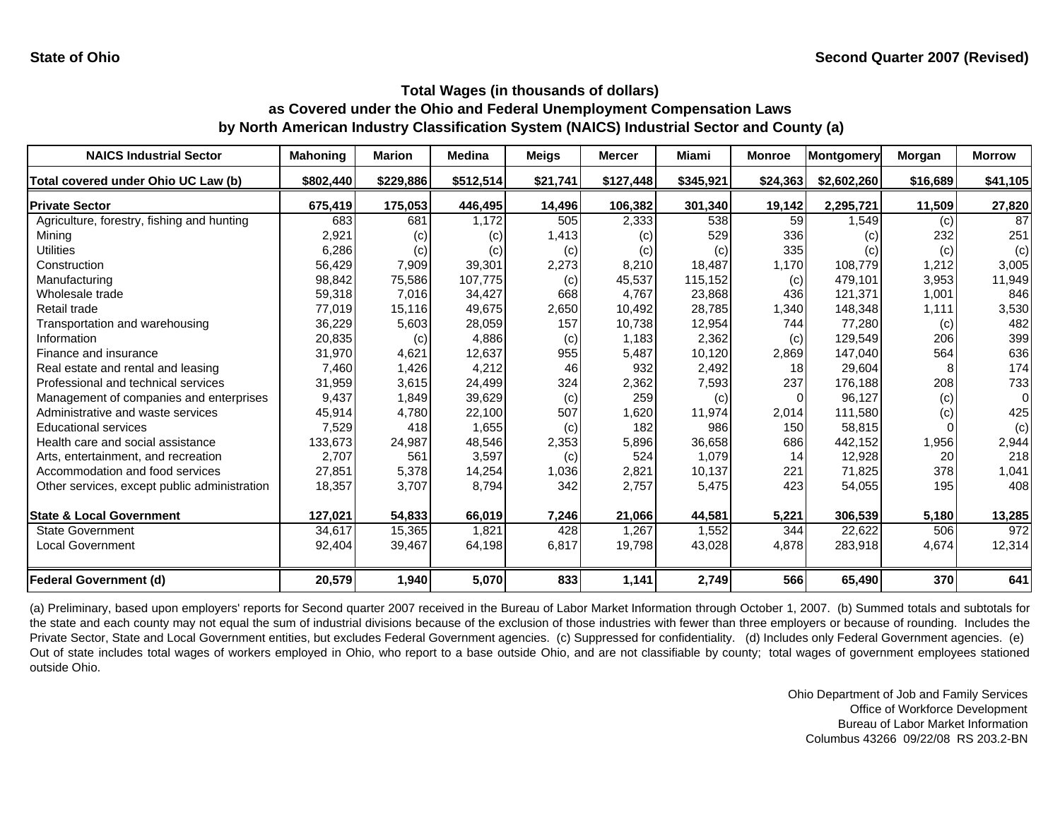State of Ohio

Second Quarter 2007 (Revised)

## Total Wages (in thousands of dollars) as Covered under the Ohio and Federal Unemployment Compensation Laws by North American Industry Classification System (NAICS) Industrial Sector and County (a)

| NAICS Industrial Sector | Mahoning | Marion | Medina | Meigs | Mercer | Miami | Monroe | Montgomery | Morgan | Morrow |
|---|---|---|---|---|---|---|---|---|---|---|
| Total covered under Ohio UC Law (b) | $802,440 | $229,886 | $512,514 | $21,741 | $127,448 | $345,921 | $24,363 | $2,602,260 | $16,689 | $41,105 |
| **Private Sector** | **675,419** | **175,053** | **446,495** | **14,496** | **106,382** | **301,340** | **19,142** | **2,295,721** | **11,509** | **27,820** |
| Agriculture, forestry, fishing and hunting | 683 | 681 | 1,172 | 505 | 2,333 | 538 | 59 | 1,549 | (c) | 87 |
| Mining | 2,921 | (c) | (c) | 1,413 | (c) | 529 | 336 | (c) | 232 | 251 |
| Utilities | 6,286 | (c) | (c) | (c) | (c) | (c) | 335 | (c) | (c) | (c) |
| Construction | 56,429 | 7,909 | 39,301 | 2,273 | 8,210 | 18,487 | 1,170 | 108,779 | 1,212 | 3,005 |
| Manufacturing | 98,842 | 75,586 | 107,775 | (c) | 45,537 | 115,152 | (c) | 479,101 | 3,953 | 11,949 |
| Wholesale trade | 59,318 | 7,016 | 34,427 | 668 | 4,767 | 23,868 | 436 | 121,371 | 1,001 | 846 |
| Retail trade | 77,019 | 15,116 | 49,675 | 2,650 | 10,492 | 28,785 | 1,340 | 148,348 | 1,111 | 3,530 |
| Transportation and warehousing | 36,229 | 5,603 | 28,059 | 157 | 10,738 | 12,954 | 744 | 77,280 | (c) | 482 |
| Information | 20,835 | (c) | 4,886 | (c) | 1,183 | 2,362 | (c) | 129,549 | 206 | 399 |
| Finance and insurance | 31,970 | 4,621 | 12,637 | 955 | 5,487 | 10,120 | 2,869 | 147,040 | 564 | 636 |
| Real estate and rental and leasing | 7,460 | 1,426 | 4,212 | 46 | 932 | 2,492 | 18 | 29,604 | 8 | 174 |
| Professional and technical services | 31,959 | 3,615 | 24,499 | 324 | 2,362 | 7,593 | 237 | 176,188 | 208 | 733 |
| Management of companies and enterprises | 9,437 | 1,849 | 39,629 | (c) | 259 | (c) | 0 | 96,127 | (c) | 0 |
| Administrative and waste services | 45,914 | 4,780 | 22,100 | 507 | 1,620 | 11,974 | 2,014 | 111,580 | (c) | 425 |
| Educational services | 7,529 | 418 | 1,655 | (c) | 182 | 986 | 150 | 58,815 | 0 | (c) |
| Health care and social assistance | 133,673 | 24,987 | 48,546 | 2,353 | 5,896 | 36,658 | 686 | 442,152 | 1,956 | 2,944 |
| Arts, entertainment, and recreation | 2,707 | 561 | 3,597 | (c) | 524 | 1,079 | 14 | 12,928 | 20 | 218 |
| Accommodation and food services | 27,851 | 5,378 | 14,254 | 1,036 | 2,821 | 10,137 | 221 | 71,825 | 378 | 1,041 |
| Other services, except public administration | 18,357 | 3,707 | 8,794 | 342 | 2,757 | 5,475 | 423 | 54,055 | 195 | 408 |
| **State & Local Government** | **127,021** | **54,833** | **66,019** | **7,246** | **21,066** | **44,581** | **5,221** | **306,539** | **5,180** | **13,285** |
| State Government | 34,617 | 15,365 | 1,821 | 428 | 1,267 | 1,552 | 344 | 22,622 | 506 | 972 |
| Local Government | 92,404 | 39,467 | 64,198 | 6,817 | 19,798 | 43,028 | 4,878 | 283,918 | 4,674 | 12,314 |
| **Federal Government (d)** | **20,579** | **1,940** | **5,070** | **833** | **1,141** | **2,749** | **566** | **65,490** | **370** | **641** |

(a) Preliminary, based upon employers' reports for Second quarter 2007 received in the Bureau of Labor Market Information through October 1, 2007. (b) Summed totals and subtotals for the state and each county may not equal the sum of industrial divisions because of the exclusion of those industries with fewer than three employers or because of rounding. Includes the Private Sector, State and Local Government entities, but excludes Federal Government agencies. (c) Suppressed for confidentiality. (d) Includes only Federal Government agencies. (e) Out of state includes total wages of workers employed in Ohio, who report to a base outside Ohio, and are not classifiable by county; total wages of government employees stationed outside Ohio.

Ohio Department of Job and Family Services
Office of Workforce Development
Bureau of Labor Market Information
Columbus 43266 09/22/08 RS 203.2-BN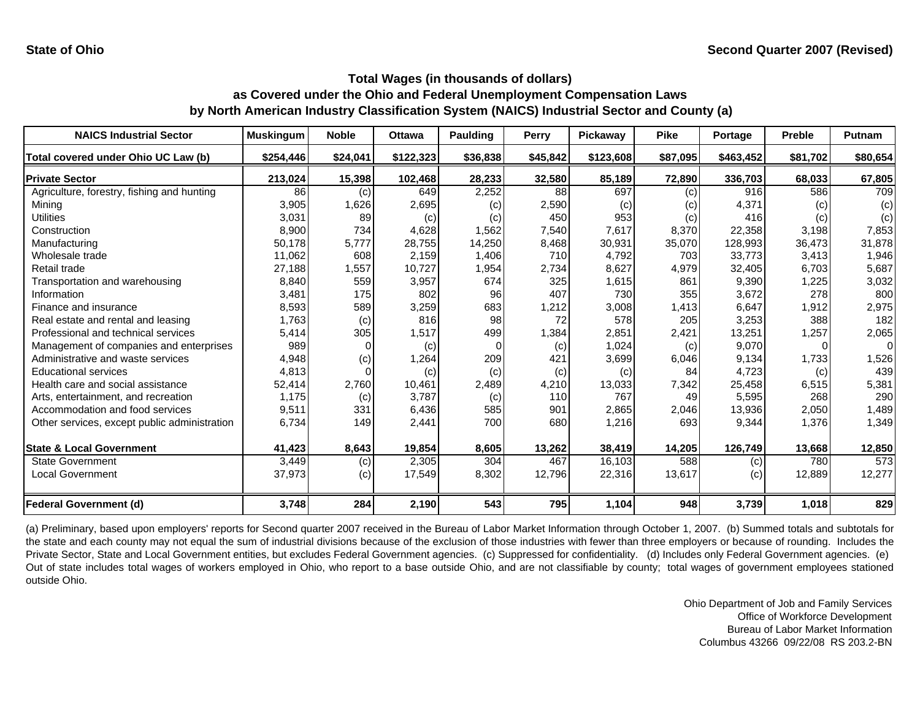**State of Ohio** **Second Quarter 2007 (Revised)**

## Total Wages (in thousands of dollars) as Covered under the Ohio and Federal Unemployment Compensation Laws by North American Industry Classification System (NAICS) Industrial Sector and County (a)

| NAICS Industrial Sector | Muskingum | Noble | Ottawa | Paulding | Perry | Pickaway | Pike | Portage | Preble | Putnam |
|---|---|---|---|---|---|---|---|---|---|---|
| Total covered under Ohio UC Law (b) | $254,446 | $24,041 | $122,323 | $36,838 | $45,842 | $123,608 | $87,095 | $463,452 | $81,702 | $80,654 |
| **Private Sector** | 213,024 | 15,398 | 102,468 | 28,233 | 32,580 | 85,189 | 72,890 | 336,703 | 68,033 | 67,805 |
| Agriculture, forestry, fishing and hunting | 86 | (c) | 649 | 2,252 | 88 | 697 | (c) | 916 | 586 | 709 |
| Mining | 3,905 | 1,626 | 2,695 | (c) | 2,590 | (c) | (c) | 4,371 | (c) | (c) |
| Utilities | 3,031 | 89 | (c) | (c) | 450 | 953 | (c) | 416 | (c) | (c) |
| Construction | 8,900 | 734 | 4,628 | 1,562 | 7,540 | 7,617 | 8,370 | 22,358 | 3,198 | 7,853 |
| Manufacturing | 50,178 | 5,777 | 28,755 | 14,250 | 8,468 | 30,931 | 35,070 | 128,993 | 36,473 | 31,878 |
| Wholesale trade | 11,062 | 608 | 2,159 | 1,406 | 710 | 4,792 | 703 | 33,773 | 3,413 | 1,946 |
| Retail trade | 27,188 | 1,557 | 10,727 | 1,954 | 2,734 | 8,627 | 4,979 | 32,405 | 6,703 | 5,687 |
| Transportation and warehousing | 8,840 | 559 | 3,957 | 674 | 325 | 1,615 | 861 | 9,390 | 1,225 | 3,032 |
| Information | 3,481 | 175 | 802 | 96 | 407 | 730 | 355 | 3,672 | 278 | 800 |
| Finance and insurance | 8,593 | 589 | 3,259 | 683 | 1,212 | 3,008 | 1,413 | 6,647 | 1,912 | 2,975 |
| Real estate and rental and leasing | 1,763 | (c) | 816 | 98 | 72 | 578 | 205 | 3,253 | 388 | 182 |
| Professional and technical services | 5,414 | 305 | 1,517 | 499 | 1,384 | 2,851 | 2,421 | 13,251 | 1,257 | 2,065 |
| Management of companies and enterprises | 989 | 0 | (c) | 0 | (c) | 1,024 | (c) | 9,070 | 0 | 0 |
| Administrative and waste services | 4,948 | (c) | 1,264 | 209 | 421 | 3,699 | 6,046 | 9,134 | 1,733 | 1,526 |
| Educational services | 4,813 | 0 | (c) | (c) | (c) | (c) | 84 | 4,723 | (c) | 439 |
| Health care and social assistance | 52,414 | 2,760 | 10,461 | 2,489 | 4,210 | 13,033 | 7,342 | 25,458 | 6,515 | 5,381 |
| Arts, entertainment, and recreation | 1,175 | (c) | 3,787 | (c) | 110 | 767 | 49 | 5,595 | 268 | 290 |
| Accommodation and food services | 9,511 | 331 | 6,436 | 585 | 901 | 2,865 | 2,046 | 13,936 | 2,050 | 1,489 |
| Other services, except public administration | 6,734 | 149 | 2,441 | 700 | 680 | 1,216 | 693 | 9,344 | 1,376 | 1,349 |
| **State & Local Government** | 41,423 | 8,643 | 19,854 | 8,605 | 13,262 | 38,419 | 14,205 | 126,749 | 13,668 | 12,850 |
| State Government | 3,449 | (c) | 2,305 | 304 | 467 | 16,103 | 588 | (c) | 780 | 573 |
| Local Government | 37,973 | (c) | 17,549 | 8,302 | 12,796 | 22,316 | 13,617 | (c) | 12,889 | 12,277 |
| **Federal Government (d)** | 3,748 | 284 | 2,190 | 543 | 795 | 1,104 | 948 | 3,739 | 1,018 | 829 |

(a) Preliminary, based upon employers' reports for Second quarter 2007 received in the Bureau of Labor Market Information through October 1, 2007. (b) Summed totals and subtotals for the state and each county may not equal the sum of industrial divisions because of the exclusion of those industries with fewer than three employers or because of rounding. Includes the Private Sector, State and Local Government entities, but excludes Federal Government agencies. (c) Suppressed for confidentiality. (d) Includes only Federal Government agencies. (e) Out of state includes total wages of workers employed in Ohio, who report to a base outside Ohio, and are not classifiable by county; total wages of government employees stationed outside Ohio.

Ohio Department of Job and Family Services
Office of Workforce Development
Bureau of Labor Market Information
Columbus 43266 09/22/08 RS 203.2-BN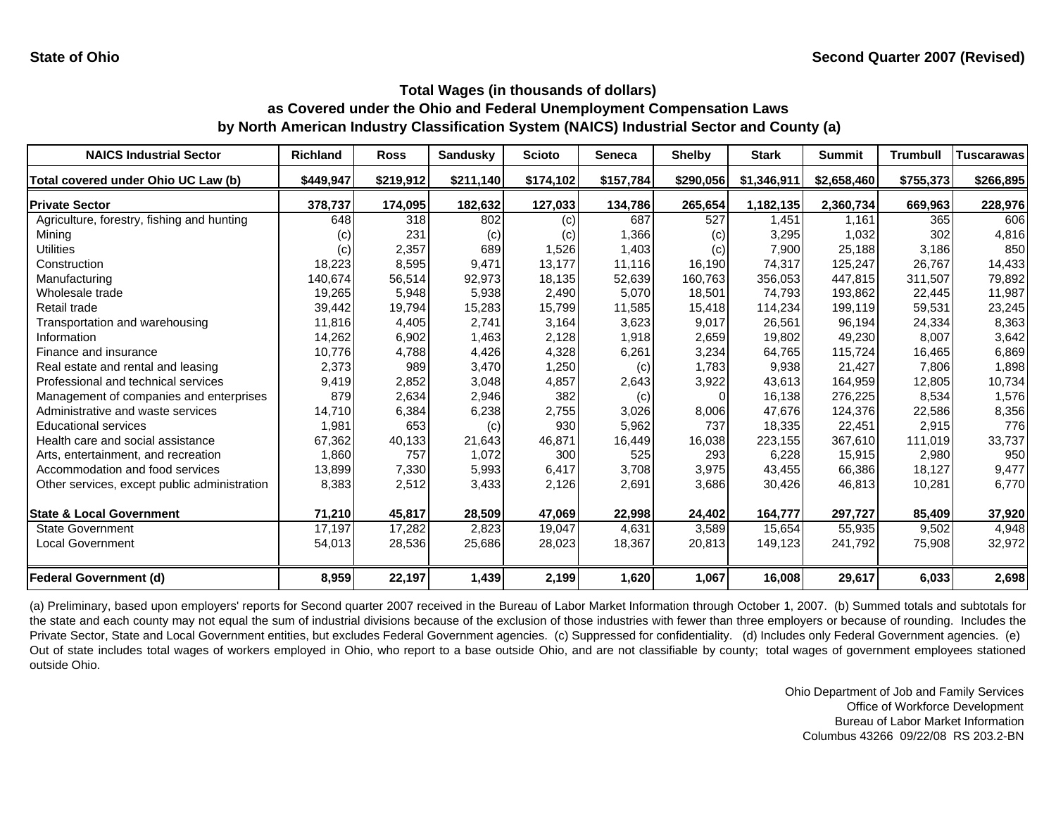State of Ohio

Second Quarter 2007 (Revised)

## Total Wages (in thousands of dollars) as Covered under the Ohio and Federal Unemployment Compensation Laws by North American Industry Classification System (NAICS) Industrial Sector and County (a)

| NAICS Industrial Sector | Richland | Ross | Sandusky | Scioto | Seneca | Shelby | Stark | Summit | Trumbull | Tuscarawas |
|---|---|---|---|---|---|---|---|---|---|---|
| **Total covered under Ohio UC Law (b)** | **$449,947** | **$219,912** | **$211,140** | **$174,102** | **$157,784** | **$290,056** | **$1,346,911** | **$2,658,460** | **$755,373** | **$266,895** |
| **Private Sector** | **378,737** | **174,095** | **182,632** | **127,033** | **134,786** | **265,654** | **1,182,135** | **2,360,734** | **669,963** | **228,976** |
| Agriculture, forestry, fishing and hunting | 648 | 318 | 802 | (c) | 687 | 527 | 1,451 | 1,161 | 365 | 606 |
| Mining | (c) | 231 | (c) | (c) | 1,366 | (c) | 3,295 | 1,032 | 302 | 4,816 |
| Utilities | (c) | 2,357 | 689 | 1,526 | 1,403 | (c) | 7,900 | 25,188 | 3,186 | 850 |
| Construction | 18,223 | 8,595 | 9,471 | 13,177 | 11,116 | 16,190 | 74,317 | 125,247 | 26,767 | 14,433 |
| Manufacturing | 140,674 | 56,514 | 92,973 | 18,135 | 52,639 | 160,763 | 356,053 | 447,815 | 311,507 | 79,892 |
| Wholesale trade | 19,265 | 5,948 | 5,938 | 2,490 | 5,070 | 18,501 | 74,793 | 193,862 | 22,445 | 11,987 |
| Retail trade | 39,442 | 19,794 | 15,283 | 15,799 | 11,585 | 15,418 | 114,234 | 199,119 | 59,531 | 23,245 |
| Transportation and warehousing | 11,816 | 4,405 | 2,741 | 3,164 | 3,623 | 9,017 | 26,561 | 96,194 | 24,334 | 8,363 |
| Information | 14,262 | 6,902 | 1,463 | 2,128 | 1,918 | 2,659 | 19,802 | 49,230 | 8,007 | 3,642 |
| Finance and insurance | 10,776 | 4,788 | 4,426 | 4,328 | 6,261 | 3,234 | 64,765 | 115,724 | 16,465 | 6,869 |
| Real estate and rental and leasing | 2,373 | 989 | 3,470 | 1,250 | (c) | 1,783 | 9,938 | 21,427 | 7,806 | 1,898 |
| Professional and technical services | 9,419 | 2,852 | 3,048 | 4,857 | 2,643 | 3,922 | 43,613 | 164,959 | 12,805 | 10,734 |
| Management of companies and enterprises | 879 | 2,634 | 2,946 | 382 | (c) | 0 | 16,138 | 276,225 | 8,534 | 1,576 |
| Administrative and waste services | 14,710 | 6,384 | 6,238 | 2,755 | 3,026 | 8,006 | 47,676 | 124,376 | 22,586 | 8,356 |
| Educational services | 1,981 | 653 | (c) | 930 | 5,962 | 737 | 18,335 | 22,451 | 2,915 | 776 |
| Health care and social assistance | 67,362 | 40,133 | 21,643 | 46,871 | 16,449 | 16,038 | 223,155 | 367,610 | 111,019 | 33,737 |
| Arts, entertainment, and recreation | 1,860 | 757 | 1,072 | 300 | 525 | 293 | 6,228 | 15,915 | 2,980 | 950 |
| Accommodation and food services | 13,899 | 7,330 | 5,993 | 6,417 | 3,708 | 3,975 | 43,455 | 66,386 | 18,127 | 9,477 |
| Other services, except public administration | 8,383 | 2,512 | 3,433 | 2,126 | 2,691 | 3,686 | 30,426 | 46,813 | 10,281 | 6,770 |
| **State & Local Government** | **71,210** | **45,817** | **28,509** | **47,069** | **22,998** | **24,402** | **164,777** | **297,727** | **85,409** | **37,920** |
| State Government | 17,197 | 17,282 | 2,823 | 19,047 | 4,631 | 3,589 | 15,654 | 55,935 | 9,502 | 4,948 |
| Local Government | 54,013 | 28,536 | 25,686 | 28,023 | 18,367 | 20,813 | 149,123 | 241,792 | 75,908 | 32,972 |
| **Federal Government (d)** | **8,959** | **22,197** | **1,439** | **2,199** | **1,620** | **1,067** | **16,008** | **29,617** | **6,033** | **2,698** |

(a) Preliminary, based upon employers' reports for Second quarter 2007 received in the Bureau of Labor Market Information through October 1, 2007. (b) Summed totals and subtotals for the state and each county may not equal the sum of industrial divisions because of the exclusion of those industries with fewer than three employers or because of rounding. Includes the Private Sector, State and Local Government entities, but excludes Federal Government agencies. (c) Suppressed for confidentiality. (d) Includes only Federal Government agencies. (e) Out of state includes total wages of workers employed in Ohio, who report to a base outside Ohio, and are not classifiable by county; total wages of government employees stationed outside Ohio.

Ohio Department of Job and Family Services
Office of Workforce Development
Bureau of Labor Market Information
Columbus 43266 09/22/08 RS 203.2-BN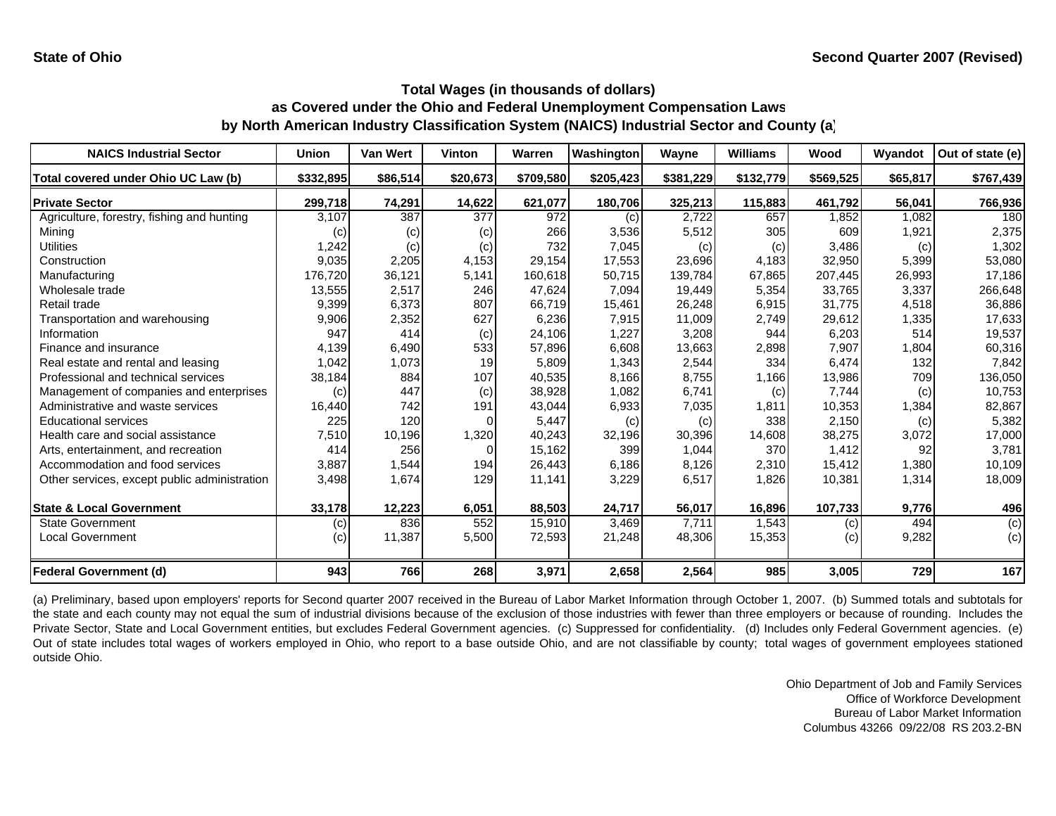**State of Ohio** **Second Quarter 2007 (Revised)**

## Total Wages (in thousands of dollars) as Covered under the Ohio and Federal Unemployment Compensation Laws by North American Industry Classification System (NAICS) Industrial Sector and County (a)

| NAICS Industrial Sector | Union | Van Wert | Vinton | Warren | Washington | Wayne | Williams | Wood | Wyandot | Out of state (e) |
|---|---|---|---|---|---|---|---|---|---|---|
| **Total covered under Ohio UC Law (b)** | **$332,895** | **$86,514** | **$20,673** | **$709,580** | **$205,423** | **$381,229** | **$132,779** | **$569,525** | **$65,817** | **$767,439** |
| **Private Sector** | **299,718** | **74,291** | **14,622** | **621,077** | **180,706** | **325,213** | **115,883** | **461,792** | **56,041** | **766,936** |
| Agriculture, forestry, fishing and hunting | 3,107 | 387 | 377 | 972 | (c) | 2,722 | 657 | 1,852 | 1,082 | 180 |
| Mining | (c) | (c) | (c) | 266 | 3,536 | 5,512 | 305 | 609 | 1,921 | 2,375 |
| Utilities | 1,242 | (c) | (c) | 732 | 7,045 | (c) | (c) | 3,486 | (c) | 1,302 |
| Construction | 9,035 | 2,205 | 4,153 | 29,154 | 17,553 | 23,696 | 4,183 | 32,950 | 5,399 | 53,080 |
| Manufacturing | 176,720 | 36,121 | 5,141 | 160,618 | 50,715 | 139,784 | 67,865 | 207,445 | 26,993 | 17,186 |
| Wholesale trade | 13,555 | 2,517 | 246 | 47,624 | 7,094 | 19,449 | 5,354 | 33,765 | 3,337 | 266,648 |
| Retail trade | 9,399 | 6,373 | 807 | 66,719 | 15,461 | 26,248 | 6,915 | 31,775 | 4,518 | 36,886 |
| Transportation and warehousing | 9,906 | 2,352 | 627 | 6,236 | 7,915 | 11,009 | 2,749 | 29,612 | 1,335 | 17,633 |
| Information | 947 | 414 | (c) | 24,106 | 1,227 | 3,208 | 944 | 6,203 | 514 | 19,537 |
| Finance and insurance | 4,139 | 6,490 | 533 | 57,896 | 6,608 | 13,663 | 2,898 | 7,907 | 1,804 | 60,316 |
| Real estate and rental and leasing | 1,042 | 1,073 | 19 | 5,809 | 1,343 | 2,544 | 334 | 6,474 | 132 | 7,842 |
| Professional and technical services | 38,184 | 884 | 107 | 40,535 | 8,166 | 8,755 | 1,166 | 13,986 | 709 | 136,050 |
| Management of companies and enterprises | (c) | 447 | (c) | 38,928 | 1,082 | 6,741 | (c) | 7,744 | (c) | 10,753 |
| Administrative and waste services | 16,440 | 742 | 191 | 43,044 | 6,933 | 7,035 | 1,811 | 10,353 | 1,384 | 82,867 |
| Educational services | 225 | 120 | 0 | 5,447 | (c) | (c) | 338 | 2,150 | (c) | 5,382 |
| Health care and social assistance | 7,510 | 10,196 | 1,320 | 40,243 | 32,196 | 30,396 | 14,608 | 38,275 | 3,072 | 17,000 |
| Arts, entertainment, and recreation | 414 | 256 | 0 | 15,162 | 399 | 1,044 | 370 | 1,412 | 92 | 3,781 |
| Accommodation and food services | 3,887 | 1,544 | 194 | 26,443 | 6,186 | 8,126 | 2,310 | 15,412 | 1,380 | 10,109 |
| Other services, except public administration | 3,498 | 1,674 | 129 | 11,141 | 3,229 | 6,517 | 1,826 | 10,381 | 1,314 | 18,009 |
| **State & Local Government** | **33,178** | **12,223** | **6,051** | **88,503** | **24,717** | **56,017** | **16,896** | **107,733** | **9,776** | **496** |
| State Government | (c) | 836 | 552 | 15,910 | 3,469 | 7,711 | 1,543 | (c) | 494 | (c) |
| Local Government | (c) | 11,387 | 5,500 | 72,593 | 21,248 | 48,306 | 15,353 | (c) | 9,282 | (c) |
| **Federal Government (d)** | **943** | **766** | **268** | **3,971** | **2,658** | **2,564** | **985** | **3,005** | **729** | **167** |

(a) Preliminary, based upon employers' reports for Second quarter 2007 received in the Bureau of Labor Market Information through October 1, 2007. (b) Summed totals and subtotals for the state and each county may not equal the sum of industrial divisions because of the exclusion of those industries with fewer than three employers or because of rounding. Includes the Private Sector, State and Local Government entities, but excludes Federal Government agencies. (c) Suppressed for confidentiality. (d) Includes only Federal Government agencies. (e) Out of state includes total wages of workers employed in Ohio, who report to a base outside Ohio, and are not classifiable by county; total wages of government employees stationed outside Ohio.

Ohio Department of Job and Family Services
Office of Workforce Development
Bureau of Labor Market Information
Columbus 43266 09/22/08 RS 203.2-BN